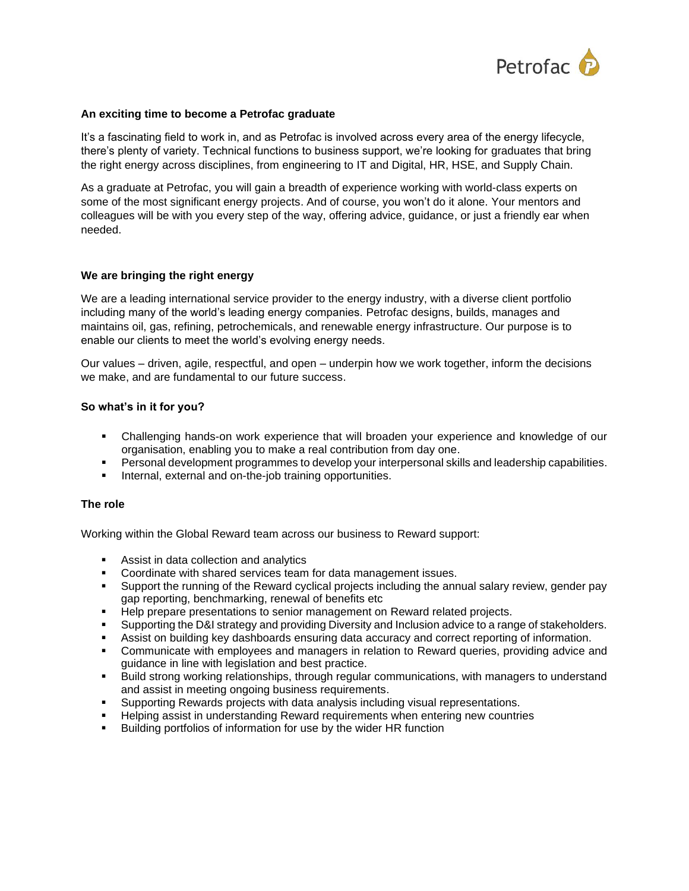Petrofac

**An exciting time to become a Petrofac graduate**

It's a fascinating field to work in, and as Petrofac is involved across every area of the energy lifecycle, there's plenty of variety. Technical functions to business support, we're looking for graduates that bring the right energy across disciplines, from engineering to IT and Digital, HR, HSE, and Supply Chain.

As a graduate at Petrofac, you will gain a breadth of experience working with world-class experts on some of the most significant energy projects. And of course, you won't do it alone. Your mentors and colleagues will be with you every step of the way, offering advice, guidance, or just a friendly ear when needed.

**We are bringing the right energy**

We are a leading international service provider to the energy industry, with a diverse client portfolio including many of the world's leading energy companies. Petrofac designs, builds, manages and maintains oil, gas, refining, petrochemicals, and renewable energy infrastructure. Our purpose is to enable our clients to meet the world's evolving energy needs.

Our values – driven, agile, respectful, and open – underpin how we work together, inform the decisions we make, and are fundamental to our future success.

**So what's in it for you?**

- Challenging hands-on work experience that will broaden your experience and knowledge of our organisation, enabling you to make a real contribution from day one.
- Personal development programmes to develop your interpersonal skills and leadership capabilities.
- Internal, external and on-the-job training opportunities.

**The role**

Working within the Global Reward team across our business to Reward support:

- Assist in data collection and analytics
- Coordinate with shared services team for data management issues.
- Support the running of the Reward cyclical projects including the annual salary review, gender pay gap reporting, benchmarking, renewal of benefits etc
- Help prepare presentations to senior management on Reward related projects.
- Supporting the D&I strategy and providing Diversity and Inclusion advice to a range of stakeholders.
- Assist on building key dashboards ensuring data accuracy and correct reporting of information.
- Communicate with employees and managers in relation to Reward queries, providing advice and guidance in line with legislation and best practice.
- Build strong working relationships, through regular communications, with managers to understand and assist in meeting ongoing business requirements.
- Supporting Rewards projects with data analysis including visual representations.
- Helping assist in understanding Reward requirements when entering new countries
- Building portfolios of information for use by the wider HR function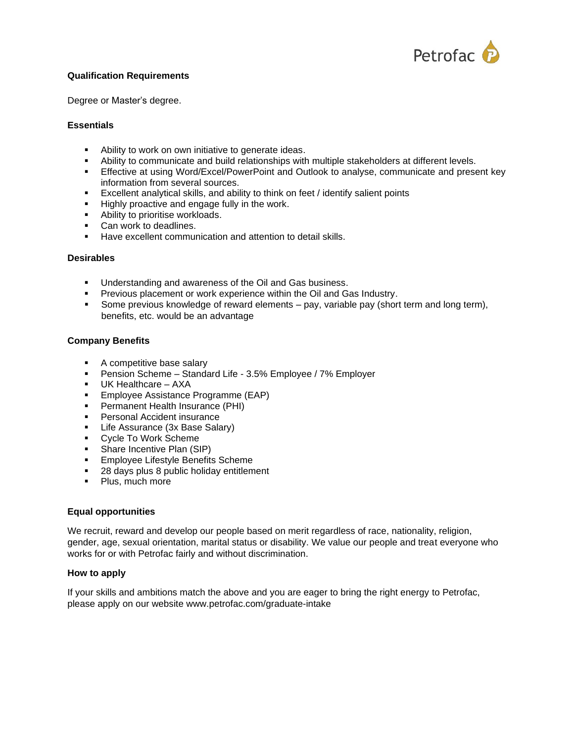### Qualification Requirements

Degree or Master's degree.

### Essentials

- Ability to work on own initiative to generate ideas.
- Ability to communicate and build relationships with multiple stakeholders at different levels.
- Effective at using Word/Excel/PowerPoint and Outlook to analyse, communicate and present key information from several sources.
- Excellent analytical skills, and ability to think on feet / identify salient points
- Highly proactive and engage fully in the work.
- Ability to prioritise workloads.
- Can work to deadlines.
- Have excellent communication and attention to detail skills.

### Desirables

- Understanding and awareness of the Oil and Gas business.
- Previous placement or work experience within the Oil and Gas Industry.
- Some previous knowledge of reward elements – pay, variable pay (short term and long term), benefits, etc. would be an advantage

### Company Benefits

- A competitive base salary
- Pension Scheme – Standard Life - 3.5% Employee / 7% Employer
- UK Healthcare – AXA
- Employee Assistance Programme (EAP)
- Permanent Health Insurance (PHI)
- Personal Accident insurance
- Life Assurance (3x Base Salary)
- Cycle To Work Scheme
- Share Incentive Plan (SIP)
- Employee Lifestyle Benefits Scheme
- 28 days plus 8 public holiday entitlement
- Plus, much more

### Equal opportunities

We recruit, reward and develop our people based on merit regardless of race, nationality, religion, gender, age, sexual orientation, marital status or disability. We value our people and treat everyone who works for or with Petrofac fairly and without discrimination.

### How to apply

If your skills and ambitions match the above and you are eager to bring the right energy to Petrofac, please apply on our website www.petrofac.com/graduate-intake